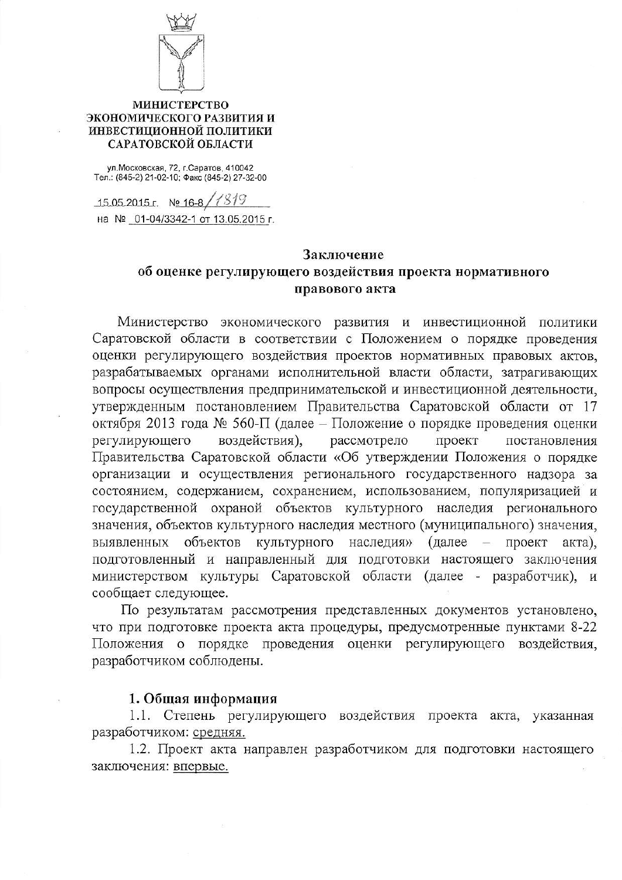**МИНИСТЕРСТВО ЭКОНОМИЧЕСКОГО РАЗВИТИЯ И ИНВЕСТИЦИОННОЙ ПОЛИТИКИ САРАТОВСКОЙ ОБЛАСТИ**

ул.Московская, 72, г.Саратов, 410042
Тел.: (845-2) 21-02-10; Факс (845-2) 27-32-00

15.05.2015 г. № 16-8/1819
на № 01-04/3342-1 от 13.05.2015 г.

## Заключение об оценке регулирующего воздействия проекта нормативного правового акта

Министерство экономического развития и инвестиционной политики Саратовской области в соответствии с Положением о порядке проведения оценки регулирующего воздействия проектов нормативных правовых актов, разрабатываемых органами исполнительной власти области, затрагивающих вопросы осуществления предпринимательской и инвестиционной деятельности, утвержденным постановлением Правительства Саратовской области от 17 октября 2013 года № 560-П (далее – Положение о порядке проведения оценки регулирующего воздействия), рассмотрело проект постановления Правительства Саратовской области «Об утверждении Положения о порядке организации и осуществления регионального государственного надзора за состоянием, содержанием, сохранением, использованием, популяризацией и государственной охраной объектов культурного наследия регионального значения, объектов культурного наследия местного (муниципального) значения, выявленных объектов культурного наследия» (далее – проект акта), подготовленный и направленный для подготовки настоящего заключения министерством культуры Саратовской области (далее - разработчик), и сообщает следующее.

По результатам рассмотрения представленных документов установлено, что при подготовке проекта акта процедуры, предусмотренные пунктами 8-22 Положения о порядке проведения оценки регулирующего воздействия, разработчиком соблюдены.

### 1. Общая информация

1.1. Степень регулирующего воздействия проекта акта, указанная разработчиком: средняя.

1.2. Проект акта направлен разработчиком для подготовки настоящего заключения: впервые.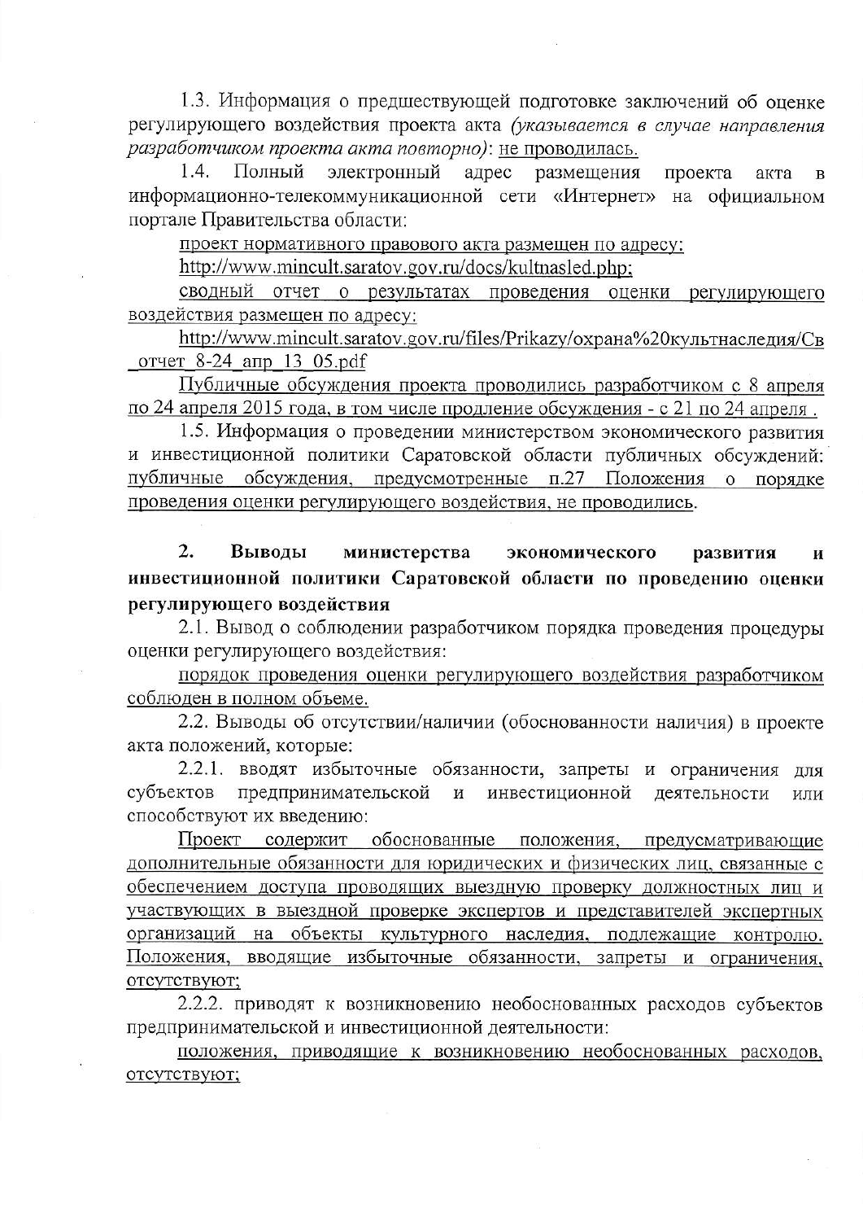1.3. Информация о предшествующей подготовке заключений об оценке регулирующего воздействия проекта акта *(указывается в случае направления разработчиком проекта акта повторно)*: не проводилась.

1.4. Полный электронный адрес размещения проекта акта в информационно-телекоммуникационной сети «Интернет» на официальном портале Правительства области:

проект нормативного правового акта размещен по адресу:

http://www.mincult.saratov.gov.ru/docs/kultnasled.php;

сводный отчет о результатах проведения оценки регулирующего воздействия размещен по адресу:

http://www.mincult.saratov.gov.ru/files/Prikazy/охрана%20культнаследия/Св_отчет_8-24_апр_13_05.pdf

Публичные обсуждения проекта проводились разработчиком с 8 апреля по 24 апреля 2015 года, в том числе продление обсуждения - с 21 по 24 апреля .

1.5. Информация о проведении министерством экономического развития и инвестиционной политики Саратовской области публичных обсуждений: публичные обсуждения, предусмотренные п.27 Положения о порядке проведения оценки регулирующего воздействия, не проводились.

## 2. Выводы министерства экономического развития и инвестиционной политики Саратовской области по проведению оценки регулирующего воздействия

2.1. Вывод о соблюдении разработчиком порядка проведения процедуры оценки регулирующего воздействия:

порядок проведения оценки регулирующего воздействия разработчиком соблюден в полном объеме.

2.2. Выводы об отсутствии/наличии (обоснованности наличия) в проекте акта положений, которые:

2.2.1. вводят избыточные обязанности, запреты и ограничения для субъектов предпринимательской и инвестиционной деятельности или способствуют их введению:

Проект содержит обоснованные положения, предусматривающие дополнительные обязанности для юридических и физических лиц, связанные с обеспечением доступа проводящих выездную проверку должностных лиц и участвующих в выездной проверке экспертов и представителей экспертных организаций на объекты культурного наследия, подлежащие контролю. Положения, вводящие избыточные обязанности, запреты и ограничения, отсутствуют;

2.2.2. приводят к возникновению необоснованных расходов субъектов предпринимательской и инвестиционной деятельности:

положения, приводящие к возникновению необоснованных расходов, отсутствуют;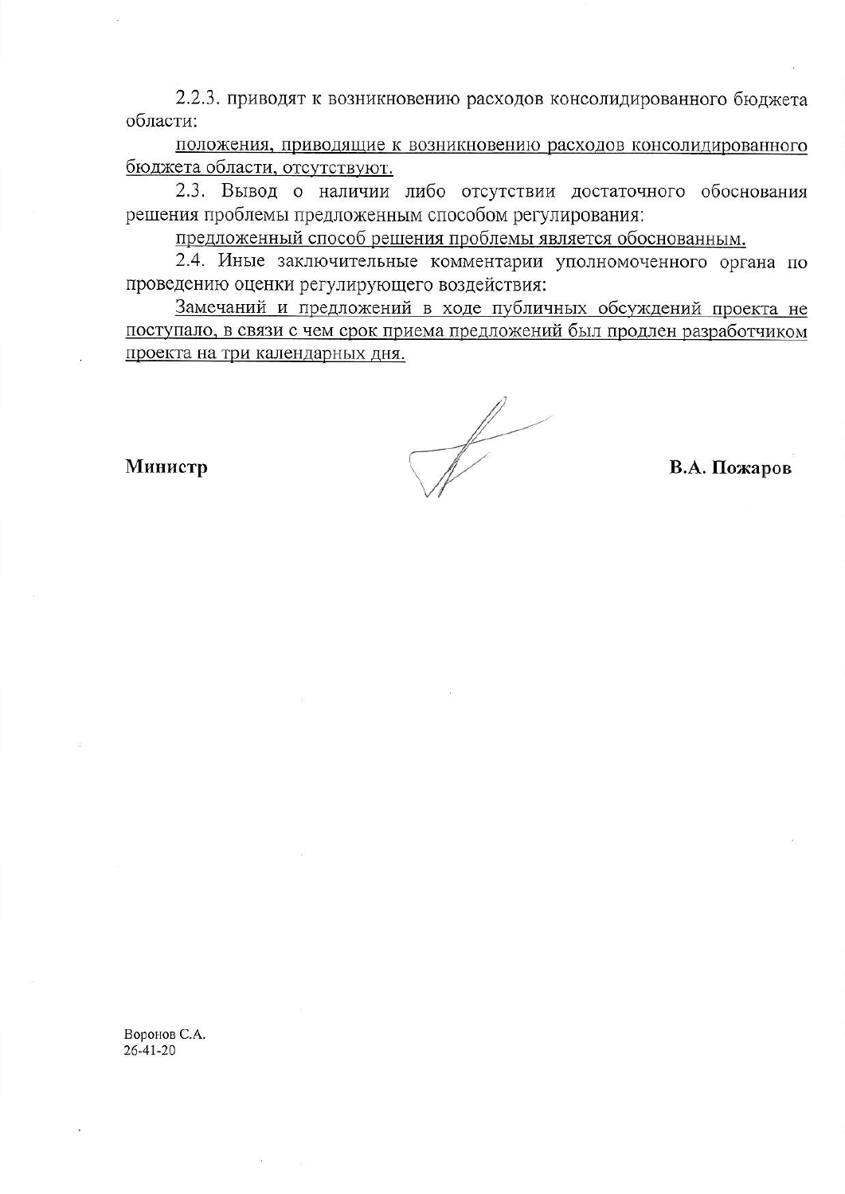2.2.3. приводят к возникновению расходов консолидированного бюджета области:

положения, приводящие к возникновению расходов консолидированного бюджета области, отсутствуют.

2.3. Вывод о наличии либо отсутствии достаточного обоснования решения проблемы предложенным способом регулирования:

предложенный способ решения проблемы является обоснованным.

2.4. Иные заключительные комментарии уполномоченного органа по проведению оценки регулирующего воздействия:

Замечаний и предложений в ходе публичных обсуждений проекта не поступало, в связи с чем срок приема предложений был продлен разработчиком проекта на три календарных дня.

**Министр** **В.А. Пожаров**

Воронов С.А.
26-41-20